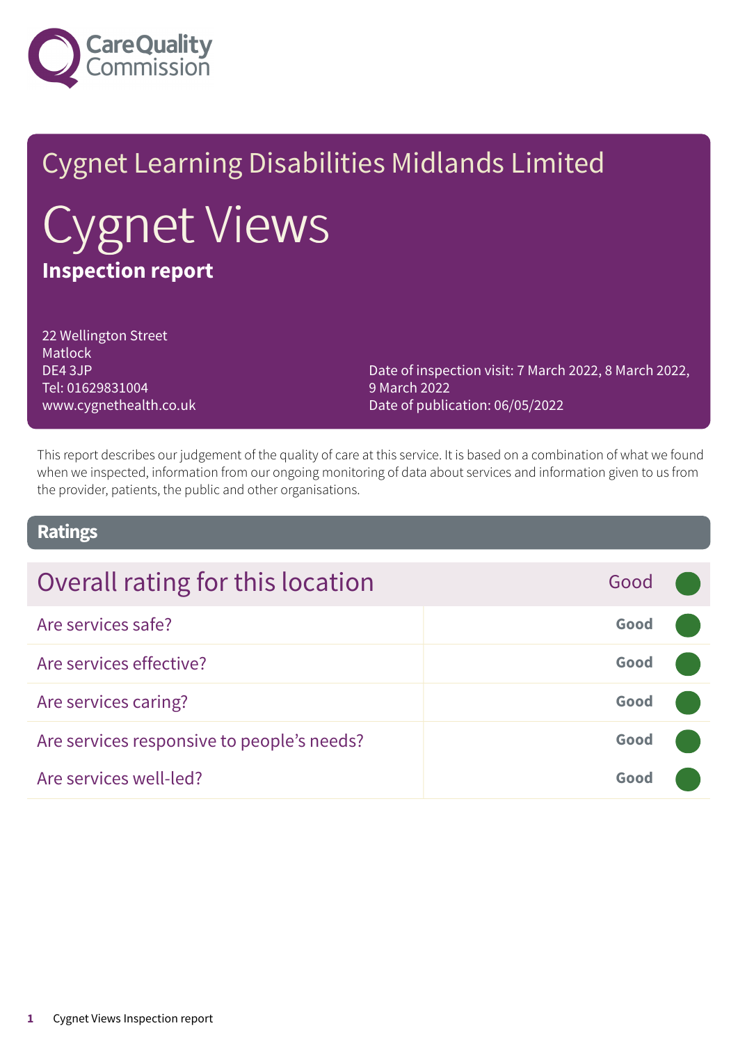Cygnet Learning Disabilities Midlands Limited

# Cygnet Views

**Inspection report**

22 Wellington Street
Matlock
DE4 3JP
Tel: 01629831004
www.cygnethealth.co.uk

Date of inspection visit: 7 March 2022, 8 March 2022, 9 March 2022
Date of publication: 06/05/2022

This report describes our judgement of the quality of care at this service. It is based on a combination of what we found when we inspected, information from our ongoing monitoring of data about services and information given to us from the provider, patients, the public and other organisations.

## Ratings

| Overall rating for this location | Good |
| --- | --- |
| Are services safe? | Good |
| Are services effective? | Good |
| Are services caring? | Good |
| Are services responsive to people's needs? | Good |
| Are services well-led? | Good |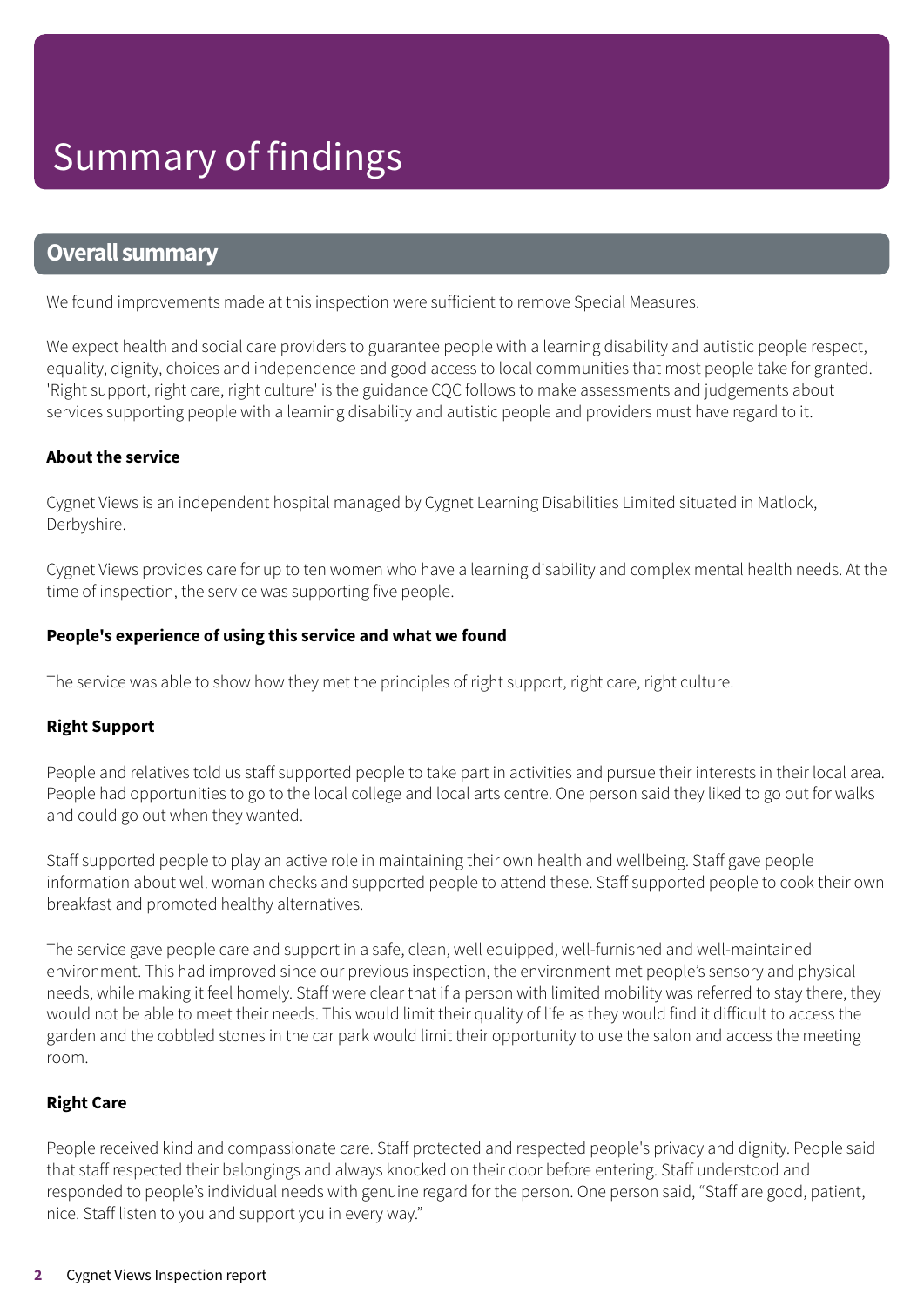# Summary of findings

## Overall summary

We found improvements made at this inspection were sufficient to remove Special Measures.

We expect health and social care providers to guarantee people with a learning disability and autistic people respect, equality, dignity, choices and independence and good access to local communities that most people take for granted. 'Right support, right care, right culture' is the guidance CQC follows to make assessments and judgements about services supporting people with a learning disability and autistic people and providers must have regard to it.

**About the service**

Cygnet Views is an independent hospital managed by Cygnet Learning Disabilities Limited situated in Matlock, Derbyshire.

Cygnet Views provides care for up to ten women who have a learning disability and complex mental health needs. At the time of inspection, the service was supporting five people.

**People's experience of using this service and what we found**

The service was able to show how they met the principles of right support, right care, right culture.

**Right Support**

People and relatives told us staff supported people to take part in activities and pursue their interests in their local area. People had opportunities to go to the local college and local arts centre. One person said they liked to go out for walks and could go out when they wanted.

Staff supported people to play an active role in maintaining their own health and wellbeing. Staff gave people information about well woman checks and supported people to attend these. Staff supported people to cook their own breakfast and promoted healthy alternatives.

The service gave people care and support in a safe, clean, well equipped, well-furnished and well-maintained environment. This had improved since our previous inspection, the environment met people's sensory and physical needs, while making it feel homely. Staff were clear that if a person with limited mobility was referred to stay there, they would not be able to meet their needs. This would limit their quality of life as they would find it difficult to access the garden and the cobbled stones in the car park would limit their opportunity to use the salon and access the meeting room.

**Right Care**

People received kind and compassionate care. Staff protected and respected people's privacy and dignity. People said that staff respected their belongings and always knocked on their door before entering. Staff understood and responded to people's individual needs with genuine regard for the person. One person said, "Staff are good, patient, nice. Staff listen to you and support you in every way."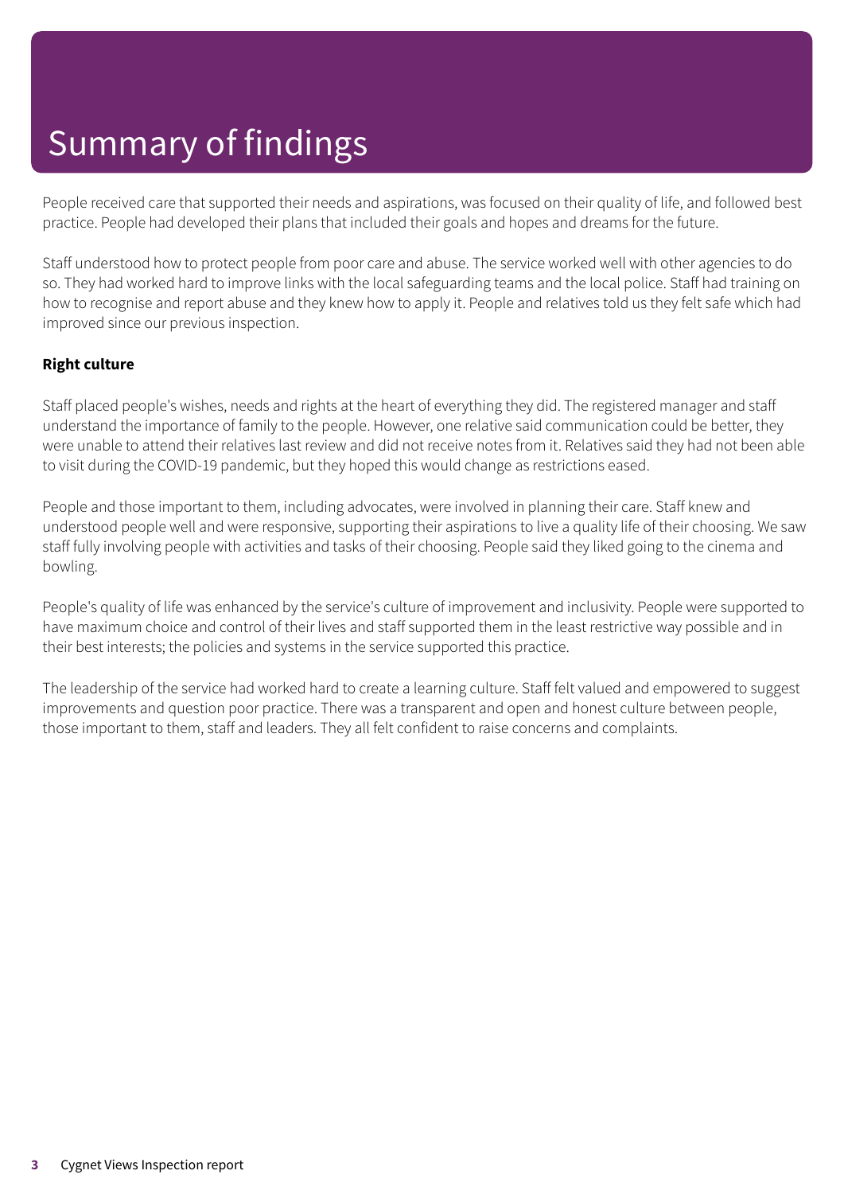# Summary of findings

People received care that supported their needs and aspirations, was focused on their quality of life, and followed best practice. People had developed their plans that included their goals and hopes and dreams for the future.

Staff understood how to protect people from poor care and abuse. The service worked well with other agencies to do so. They had worked hard to improve links with the local safeguarding teams and the local police. Staff had training on how to recognise and report abuse and they knew how to apply it. People and relatives told us they felt safe which had improved since our previous inspection.

**Right culture**

Staff placed people's wishes, needs and rights at the heart of everything they did. The registered manager and staff understand the importance of family to the people. However, one relative said communication could be better, they were unable to attend their relatives last review and did not receive notes from it. Relatives said they had not been able to visit during the COVID-19 pandemic, but they hoped this would change as restrictions eased.

People and those important to them, including advocates, were involved in planning their care. Staff knew and understood people well and were responsive, supporting their aspirations to live a quality life of their choosing. We saw staff fully involving people with activities and tasks of their choosing. People said they liked going to the cinema and bowling.

People's quality of life was enhanced by the service's culture of improvement and inclusivity. People were supported to have maximum choice and control of their lives and staff supported them in the least restrictive way possible and in their best interests; the policies and systems in the service supported this practice.

The leadership of the service had worked hard to create a learning culture. Staff felt valued and empowered to suggest improvements and question poor practice. There was a transparent and open and honest culture between people, those important to them, staff and leaders. They all felt confident to raise concerns and complaints.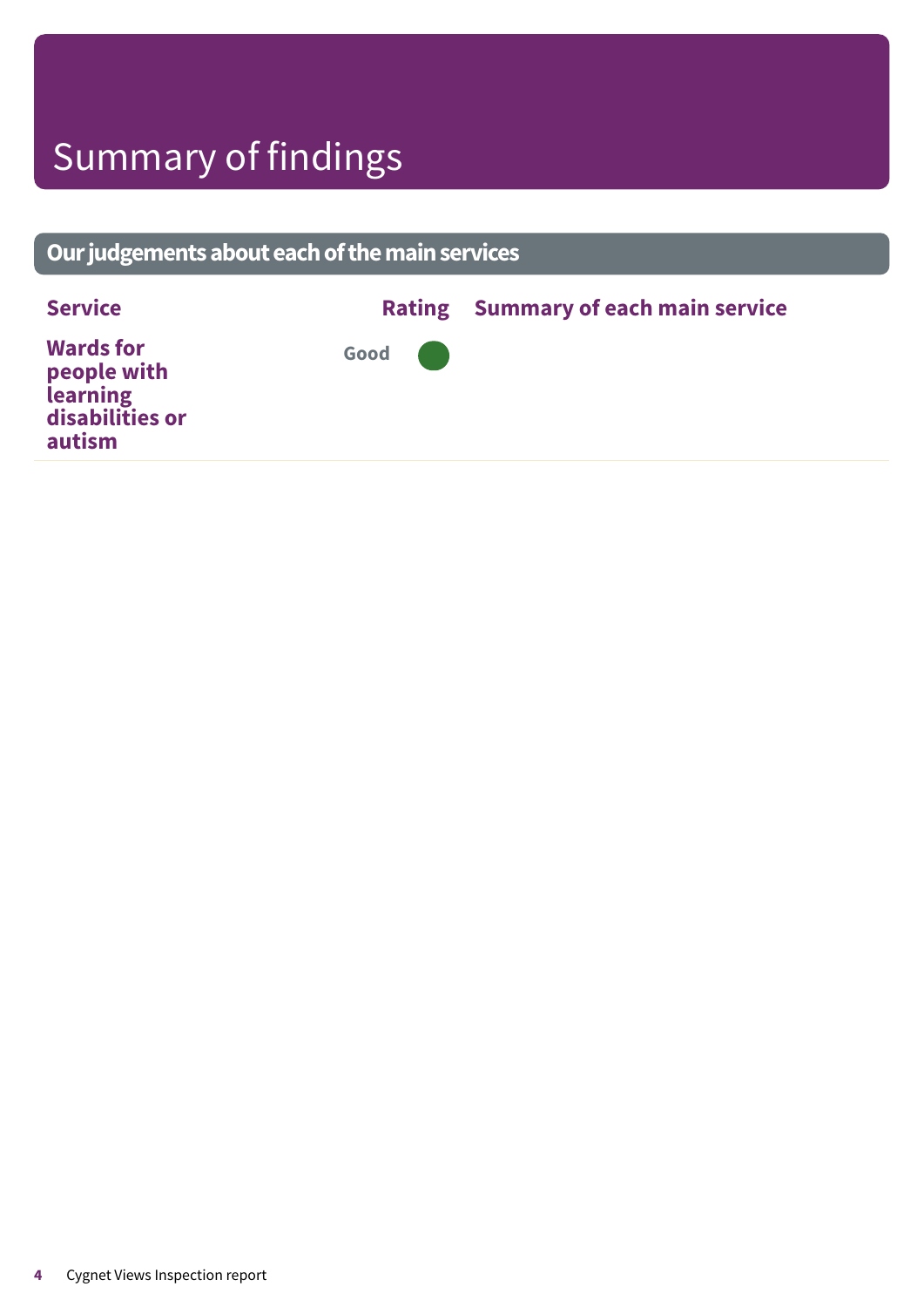# Summary of findings

## Our judgements about each of the main services

| Service | Rating | Summary of each main service |
| --- | --- | --- |
| Wards for people with learning disabilities or autism | Good | |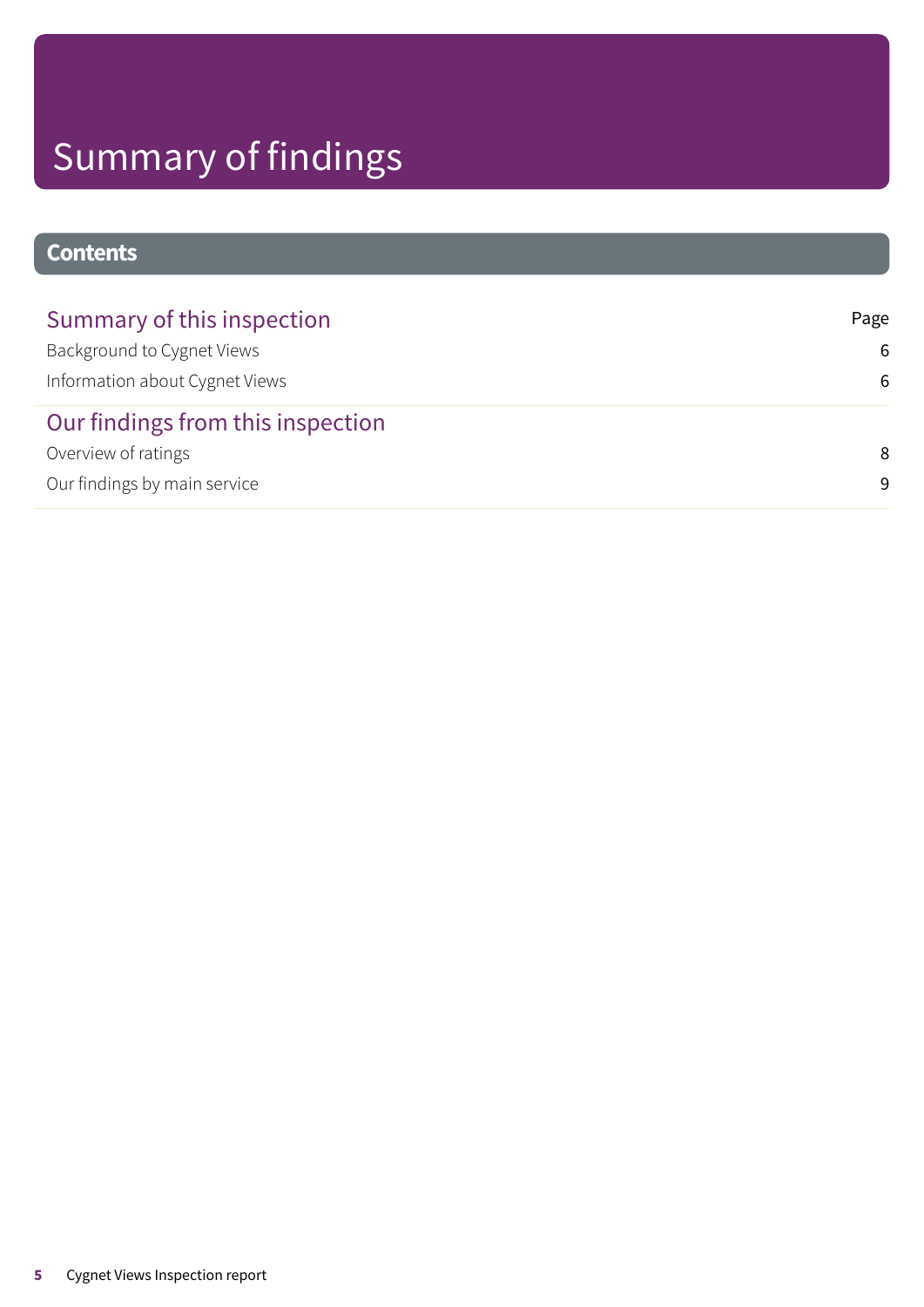# Summary of findings

## Contents

| Summary of this inspection | Page |
| --- | --- |
| Background to Cygnet Views | 6 |
| Information about Cygnet Views | 6 |
| **Our findings from this inspection** | |
| Overview of ratings | 8 |
| Our findings by main service | 9 |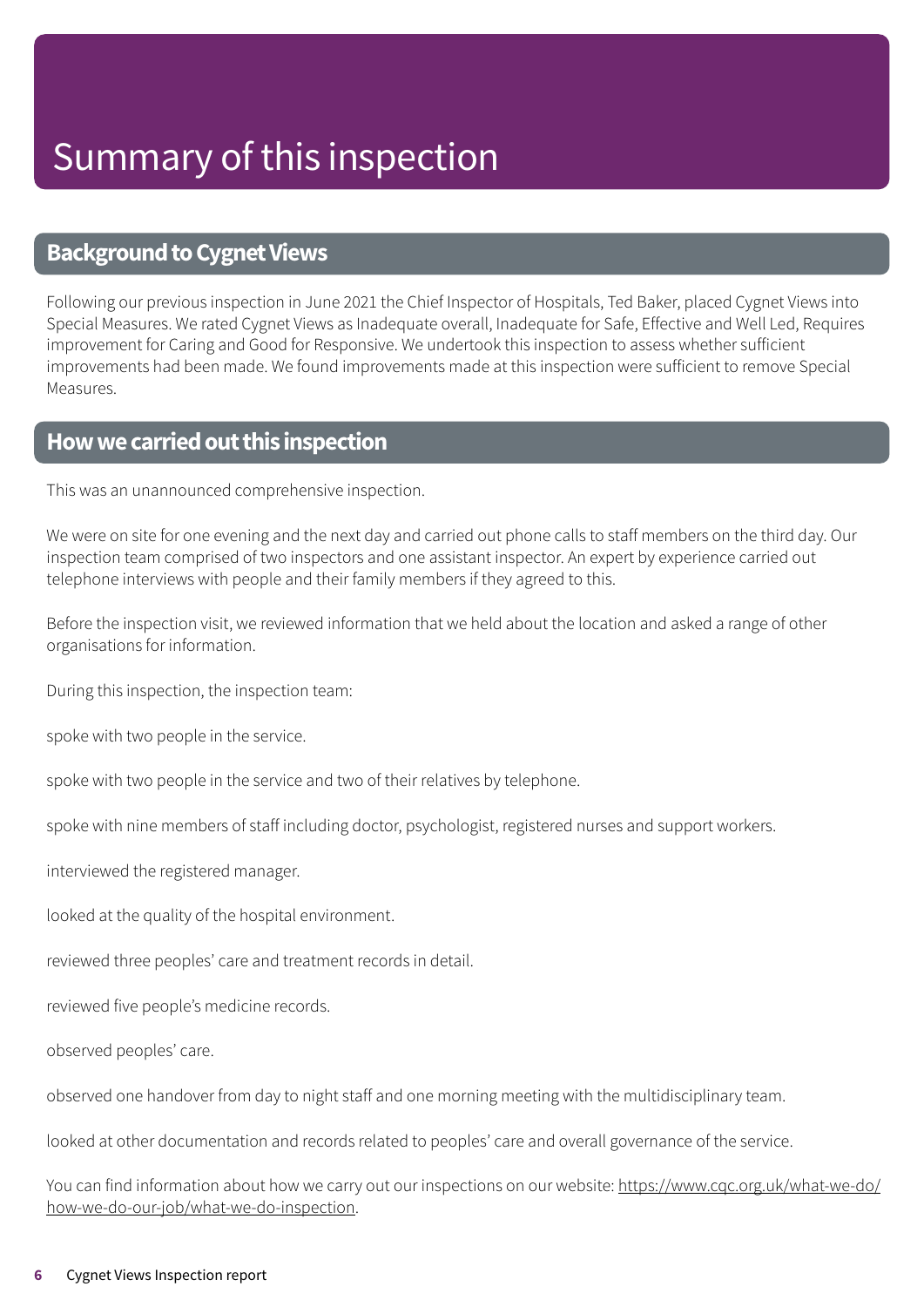# Summary of this inspection

## Background to Cygnet Views

Following our previous inspection in June 2021 the Chief Inspector of Hospitals, Ted Baker, placed Cygnet Views into Special Measures. We rated Cygnet Views as Inadequate overall, Inadequate for Safe, Effective and Well Led, Requires improvement for Caring and Good for Responsive. We undertook this inspection to assess whether sufficient improvements had been made. We found improvements made at this inspection were sufficient to remove Special Measures.

## How we carried out this inspection

This was an unannounced comprehensive inspection.

We were on site for one evening and the next day and carried out phone calls to staff members on the third day. Our inspection team comprised of two inspectors and one assistant inspector. An expert by experience carried out telephone interviews with people and their family members if they agreed to this.

Before the inspection visit, we reviewed information that we held about the location and asked a range of other organisations for information.

During this inspection, the inspection team:

spoke with two people in the service.

spoke with two people in the service and two of their relatives by telephone.

spoke with nine members of staff including doctor, psychologist, registered nurses and support workers.

interviewed the registered manager.

looked at the quality of the hospital environment.

reviewed three peoples' care and treatment records in detail.

reviewed five people's medicine records.

observed peoples' care.

observed one handover from day to night staff and one morning meeting with the multidisciplinary team.

looked at other documentation and records related to peoples' care and overall governance of the service.

You can find information about how we carry out our inspections on our website: https://www.cqc.org.uk/what-we-do/how-we-do-our-job/what-we-do-inspection.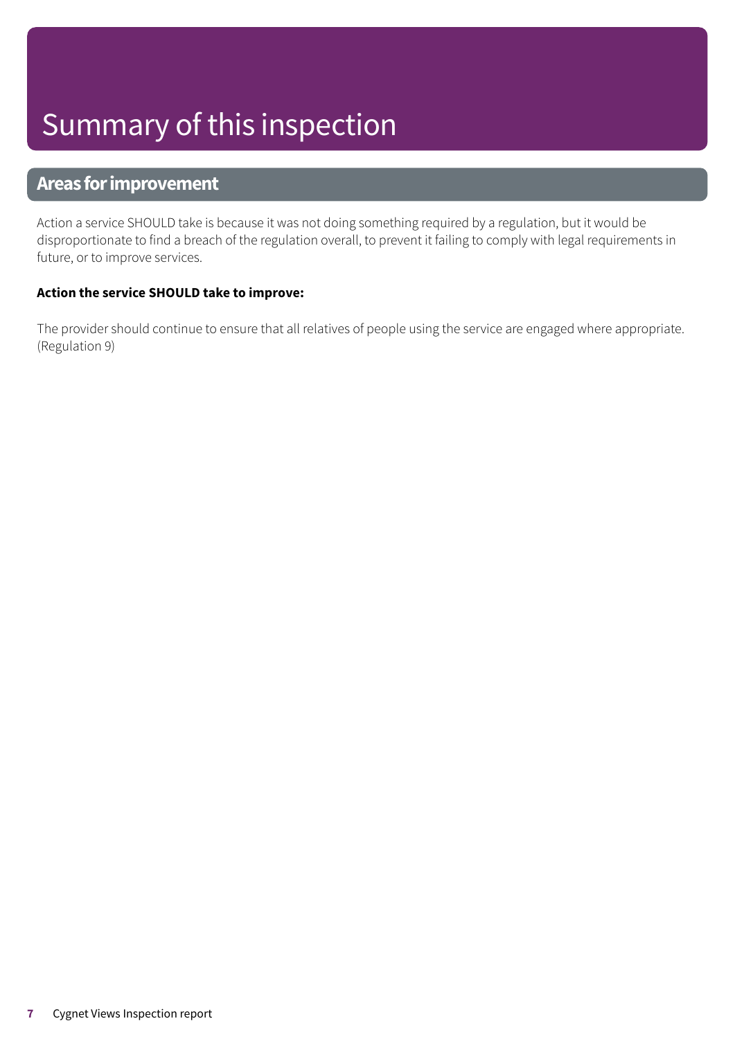# Summary of this inspection

## Areas for improvement

Action a service SHOULD take is because it was not doing something required by a regulation, but it would be disproportionate to find a breach of the regulation overall, to prevent it failing to comply with legal requirements in future, or to improve services.

**Action the service SHOULD take to improve:**

The provider should continue to ensure that all relatives of people using the service are engaged where appropriate. (Regulation 9)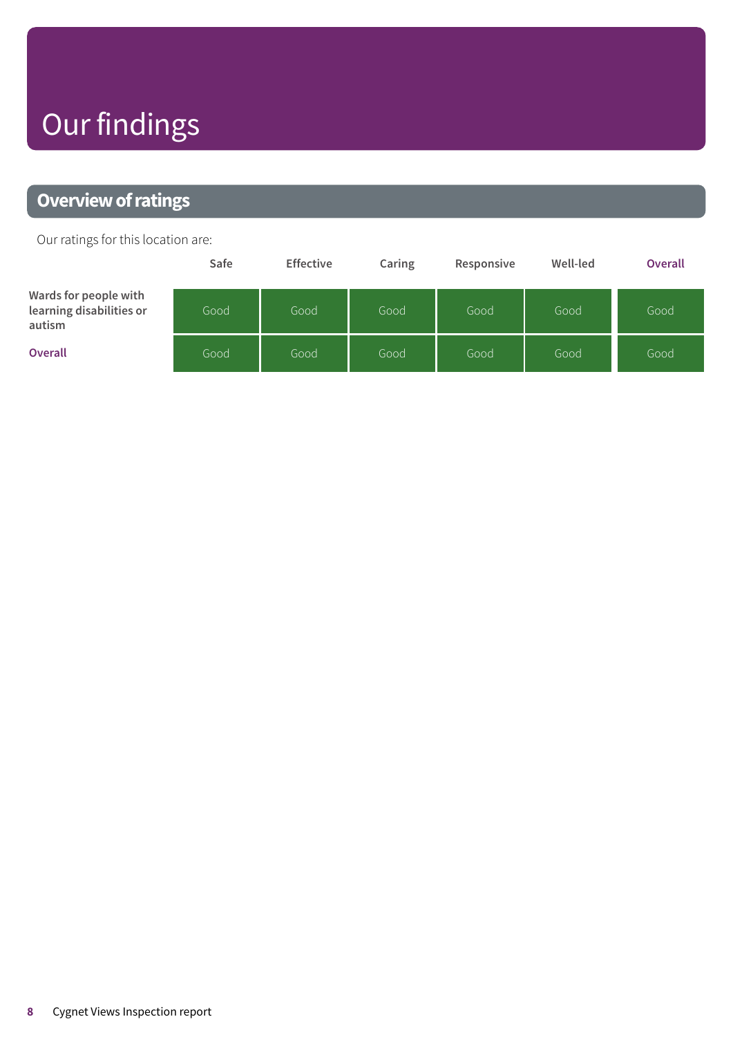# Our findings

## Overview of ratings

Our ratings for this location are:

| | Safe | Effective | Caring | Responsive | Well-led | Overall |
|---|---|---|---|---|---|---|
| Wards for people with learning disabilities or autism | Good | Good | Good | Good | Good | Good |
| Overall | Good | Good | Good | Good | Good | Good |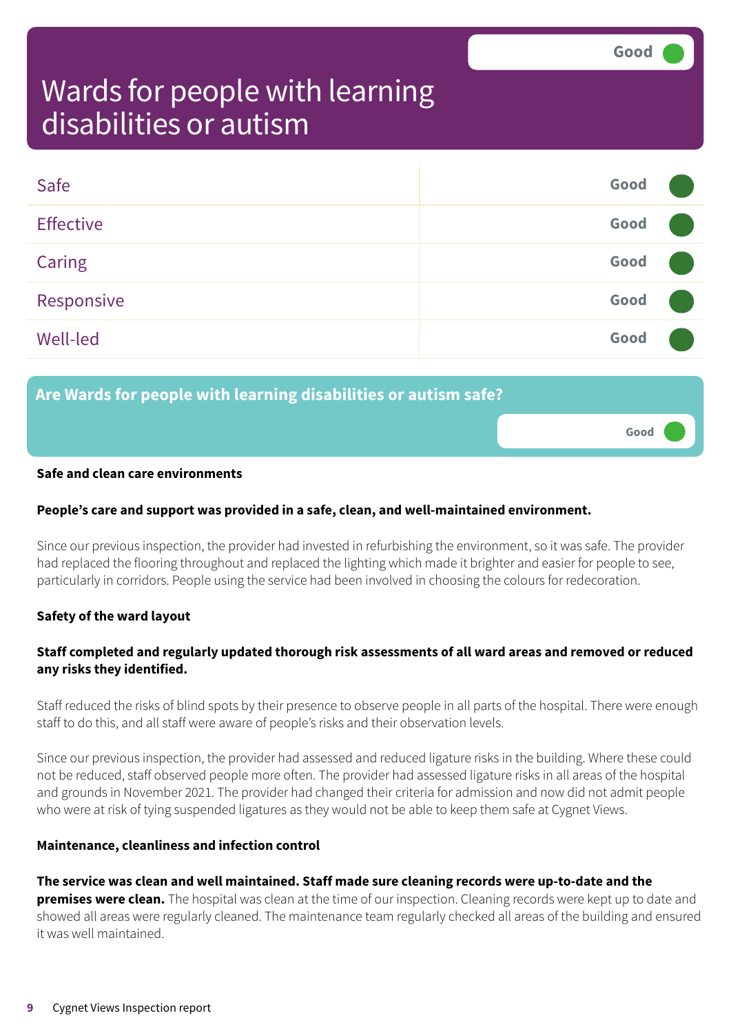# Wards for people with learning disabilities or autism

Good

| Domain | Rating |
| --- | --- |
| Safe | Good |
| Effective | Good |
| Caring | Good |
| Responsive | Good |
| Well-led | Good |

## Are Wards for people with learning disabilities or autism safe?

Good

**Safe and clean care environments**

**People's care and support was provided in a safe, clean, and well-maintained environment.**

Since our previous inspection, the provider had invested in refurbishing the environment, so it was safe. The provider had replaced the flooring throughout and replaced the lighting which made it brighter and easier for people to see, particularly in corridors. People using the service had been involved in choosing the colours for redecoration.

**Safety of the ward layout**

**Staff completed and regularly updated thorough risk assessments of all ward areas and removed or reduced any risks they identified.**

Staff reduced the risks of blind spots by their presence to observe people in all parts of the hospital. There were enough staff to do this, and all staff were aware of people's risks and their observation levels.

Since our previous inspection, the provider had assessed and reduced ligature risks in the building. Where these could not be reduced, staff observed people more often. The provider had assessed ligature risks in all areas of the hospital and grounds in November 2021. The provider had changed their criteria for admission and now did not admit people who were at risk of tying suspended ligatures as they would not be able to keep them safe at Cygnet Views.

**Maintenance, cleanliness and infection control**

**The service was clean and well maintained. Staff made sure cleaning records were up-to-date and the premises were clean.** The hospital was clean at the time of our inspection. Cleaning records were kept up to date and showed all areas were regularly cleaned. The maintenance team regularly checked all areas of the building and ensured it was well maintained.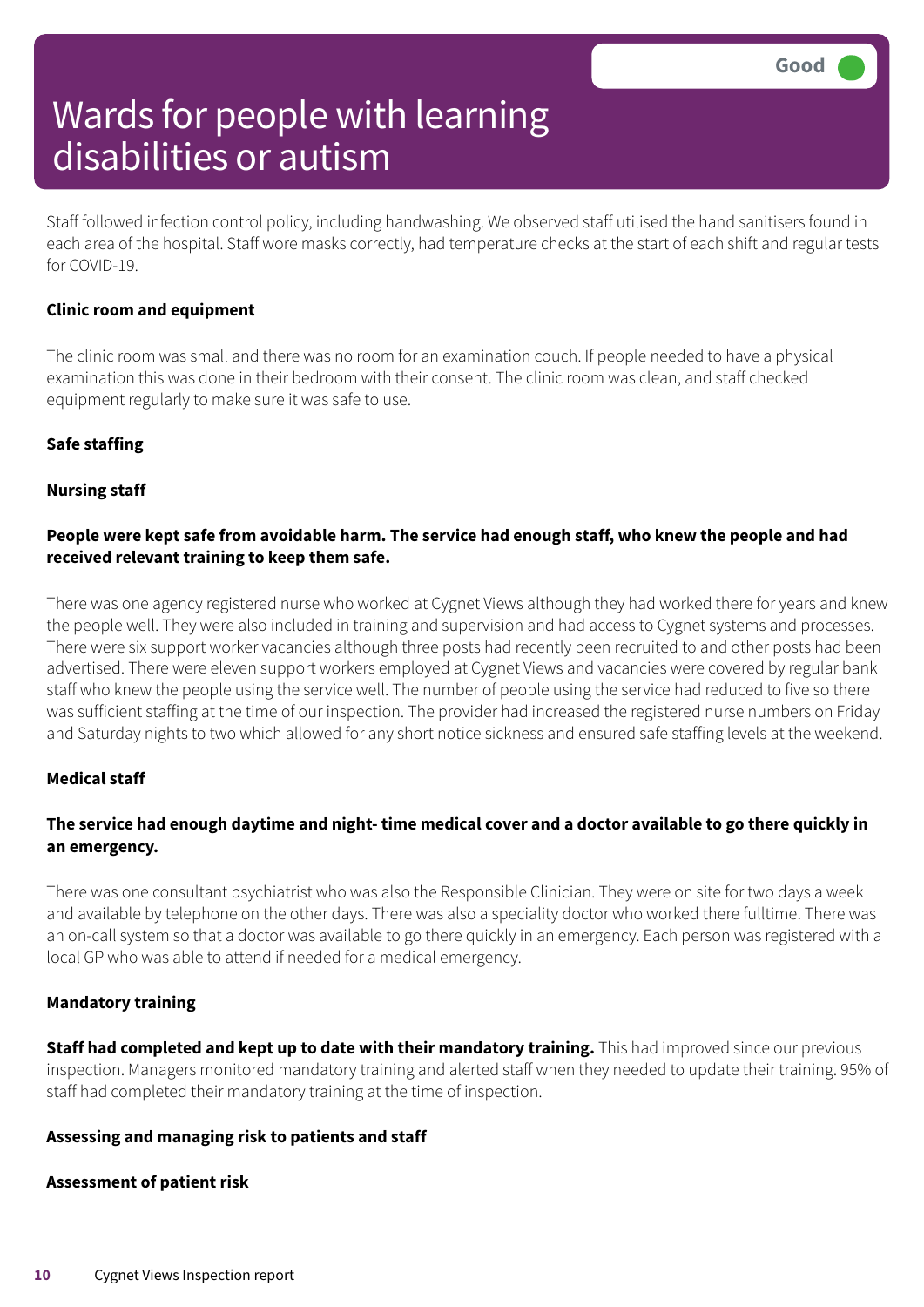# Wards for people with learning disabilities or autism

Good

Staff followed infection control policy, including handwashing. We observed staff utilised the hand sanitisers found in each area of the hospital. Staff wore masks correctly, had temperature checks at the start of each shift and regular tests for COVID-19.

**Clinic room and equipment**

The clinic room was small and there was no room for an examination couch. If people needed to have a physical examination this was done in their bedroom with their consent. The clinic room was clean, and staff checked equipment regularly to make sure it was safe to use.

**Safe staffing**

**Nursing staff**

**People were kept safe from avoidable harm. The service had enough staff, who knew the people and had received relevant training to keep them safe.**

There was one agency registered nurse who worked at Cygnet Views although they had worked there for years and knew the people well. They were also included in training and supervision and had access to Cygnet systems and processes. There were six support worker vacancies although three posts had recently been recruited to and other posts had been advertised. There were eleven support workers employed at Cygnet Views and vacancies were covered by regular bank staff who knew the people using the service well. The number of people using the service had reduced to five so there was sufficient staffing at the time of our inspection. The provider had increased the registered nurse numbers on Friday and Saturday nights to two which allowed for any short notice sickness and ensured safe staffing levels at the weekend.

**Medical staff**

**The service had enough daytime and night- time medical cover and a doctor available to go there quickly in an emergency.**

There was one consultant psychiatrist who was also the Responsible Clinician. They were on site for two days a week and available by telephone on the other days. There was also a speciality doctor who worked there fulltime. There was an on-call system so that a doctor was available to go there quickly in an emergency. Each person was registered with a local GP who was able to attend if needed for a medical emergency.

**Mandatory training**

**Staff had completed and kept up to date with their mandatory training.** This had improved since our previous inspection. Managers monitored mandatory training and alerted staff when they needed to update their training. 95% of staff had completed their mandatory training at the time of inspection.

**Assessing and managing risk to patients and staff**

**Assessment of patient risk**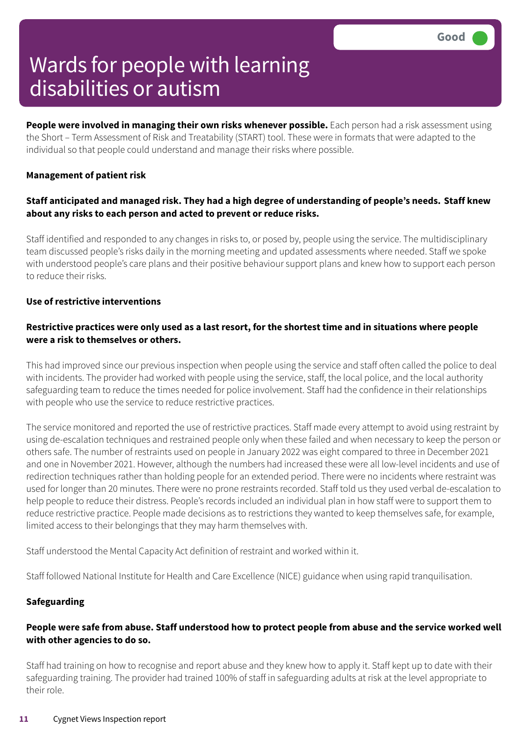# Wards for people with learning disabilities or autism

Good

**People were involved in managing their own risks whenever possible.** Each person had a risk assessment using the Short – Term Assessment of Risk and Treatability (START) tool. These were in formats that were adapted to the individual so that people could understand and manage their risks where possible.

### Management of patient risk

**Staff anticipated and managed risk. They had a high degree of understanding of people's needs. Staff knew about any risks to each person and acted to prevent or reduce risks.**

Staff identified and responded to any changes in risks to, or posed by, people using the service. The multidisciplinary team discussed people's risks daily in the morning meeting and updated assessments where needed. Staff we spoke with understood people's care plans and their positive behaviour support plans and knew how to support each person to reduce their risks.

### Use of restrictive interventions

**Restrictive practices were only used as a last resort, for the shortest time and in situations where people were a risk to themselves or others.**

This had improved since our previous inspection when people using the service and staff often called the police to deal with incidents. The provider had worked with people using the service, staff, the local police, and the local authority safeguarding team to reduce the times needed for police involvement. Staff had the confidence in their relationships with people who use the service to reduce restrictive practices.

The service monitored and reported the use of restrictive practices. Staff made every attempt to avoid using restraint by using de-escalation techniques and restrained people only when these failed and when necessary to keep the person or others safe. The number of restraints used on people in January 2022 was eight compared to three in December 2021 and one in November 2021. However, although the numbers had increased these were all low-level incidents and use of redirection techniques rather than holding people for an extended period. There were no incidents where restraint was used for longer than 20 minutes. There were no prone restraints recorded. Staff told us they used verbal de-escalation to help people to reduce their distress. People's records included an individual plan in how staff were to support them to reduce restrictive practice. People made decisions as to restrictions they wanted to keep themselves safe, for example, limited access to their belongings that they may harm themselves with.

Staff understood the Mental Capacity Act definition of restraint and worked within it.

Staff followed National Institute for Health and Care Excellence (NICE) guidance when using rapid tranquilisation.

### Safeguarding

**People were safe from abuse. Staff understood how to protect people from abuse and the service worked well with other agencies to do so.**

Staff had training on how to recognise and report abuse and they knew how to apply it. Staff kept up to date with their safeguarding training. The provider had trained 100% of staff in safeguarding adults at risk at the level appropriate to their role.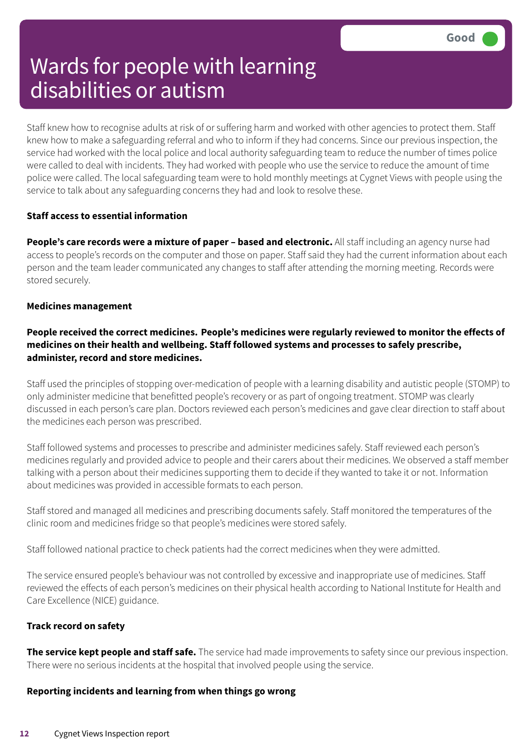# Wards for people with learning disabilities or autism

Good

Staff knew how to recognise adults at risk of or suffering harm and worked with other agencies to protect them. Staff knew how to make a safeguarding referral and who to inform if they had concerns. Since our previous inspection, the service had worked with the local police and local authority safeguarding team to reduce the number of times police were called to deal with incidents. They had worked with people who use the service to reduce the amount of time police were called. The local safeguarding team were to hold monthly meetings at Cygnet Views with people using the service to talk about any safeguarding concerns they had and look to resolve these.

**Staff access to essential information**

**People's care records were a mixture of paper – based and electronic.** All staff including an agency nurse had access to people's records on the computer and those on paper. Staff said they had the current information about each person and the team leader communicated any changes to staff after attending the morning meeting. Records were stored securely.

**Medicines management**

**People received the correct medicines. People's medicines were regularly reviewed to monitor the effects of medicines on their health and wellbeing. Staff followed systems and processes to safely prescribe, administer, record and store medicines.**

Staff used the principles of stopping over-medication of people with a learning disability and autistic people (STOMP) to only administer medicine that benefitted people's recovery or as part of ongoing treatment. STOMP was clearly discussed in each person's care plan. Doctors reviewed each person's medicines and gave clear direction to staff about the medicines each person was prescribed.

Staff followed systems and processes to prescribe and administer medicines safely. Staff reviewed each person's medicines regularly and provided advice to people and their carers about their medicines. We observed a staff member talking with a person about their medicines supporting them to decide if they wanted to take it or not. Information about medicines was provided in accessible formats to each person.

Staff stored and managed all medicines and prescribing documents safely. Staff monitored the temperatures of the clinic room and medicines fridge so that people's medicines were stored safely.

Staff followed national practice to check patients had the correct medicines when they were admitted.

The service ensured people's behaviour was not controlled by excessive and inappropriate use of medicines. Staff reviewed the effects of each person's medicines on their physical health according to National Institute for Health and Care Excellence (NICE) guidance.

**Track record on safety**

**The service kept people and staff safe.** The service had made improvements to safety since our previous inspection. There were no serious incidents at the hospital that involved people using the service.

**Reporting incidents and learning from when things go wrong**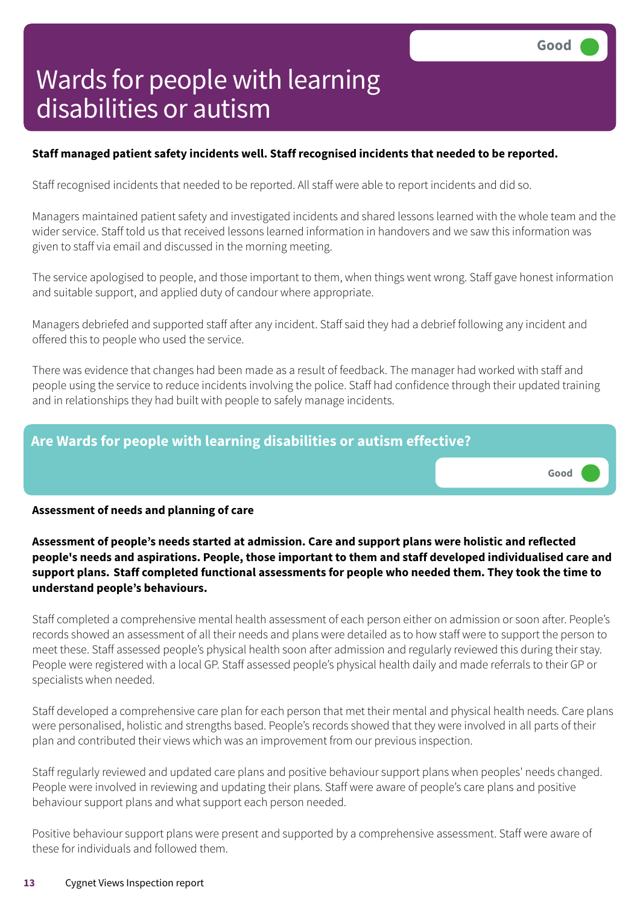# Wards for people with learning disabilities or autism

Good

**Staff managed patient safety incidents well. Staff recognised incidents that needed to be reported.**

Staff recognised incidents that needed to be reported. All staff were able to report incidents and did so.

Managers maintained patient safety and investigated incidents and shared lessons learned with the whole team and the wider service. Staff told us that received lessons learned information in handovers and we saw this information was given to staff via email and discussed in the morning meeting.

The service apologised to people, and those important to them, when things went wrong. Staff gave honest information and suitable support, and applied duty of candour where appropriate.

Managers debriefed and supported staff after any incident. Staff said they had a debrief following any incident and offered this to people who used the service.

There was evidence that changes had been made as a result of feedback. The manager had worked with staff and people using the service to reduce incidents involving the police. Staff had confidence through their updated training and in relationships they had built with people to safely manage incidents.

## Are Wards for people with learning disabilities or autism effective?

Good

**Assessment of needs and planning of care**

**Assessment of people's needs started at admission. Care and support plans were holistic and reflected people's needs and aspirations. People, those important to them and staff developed individualised care and support plans. Staff completed functional assessments for people who needed them. They took the time to understand people's behaviours.**

Staff completed a comprehensive mental health assessment of each person either on admission or soon after. People's records showed an assessment of all their needs and plans were detailed as to how staff were to support the person to meet these. Staff assessed people's physical health soon after admission and regularly reviewed this during their stay. People were registered with a local GP. Staff assessed people's physical health daily and made referrals to their GP or specialists when needed.

Staff developed a comprehensive care plan for each person that met their mental and physical health needs. Care plans were personalised, holistic and strengths based. People's records showed that they were involved in all parts of their plan and contributed their views which was an improvement from our previous inspection.

Staff regularly reviewed and updated care plans and positive behaviour support plans when peoples' needs changed. People were involved in reviewing and updating their plans. Staff were aware of people's care plans and positive behaviour support plans and what support each person needed.

Positive behaviour support plans were present and supported by a comprehensive assessment. Staff were aware of these for individuals and followed them.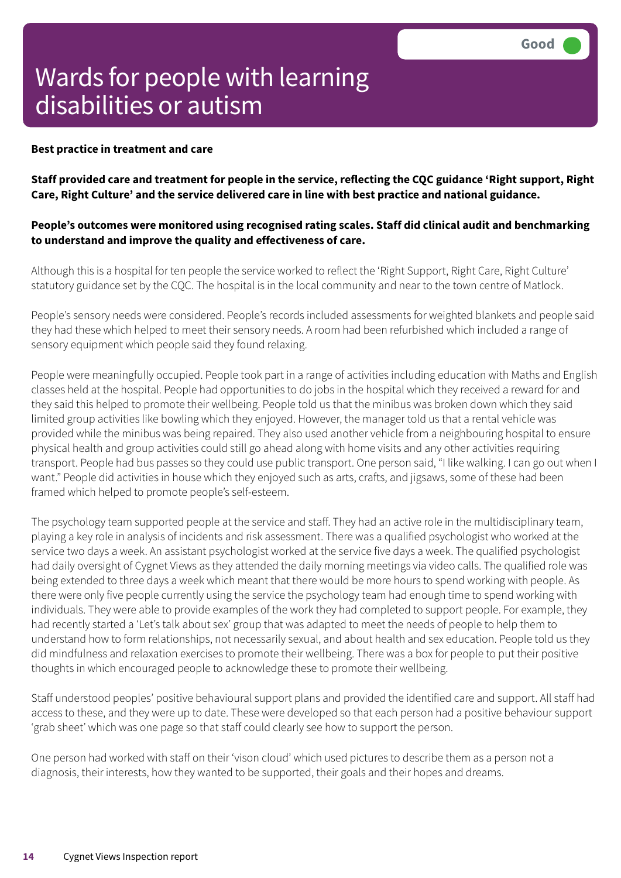# Wards for people with learning disabilities or autism

Good

**Best practice in treatment and care**

**Staff provided care and treatment for people in the service, reflecting the CQC guidance 'Right support, Right Care, Right Culture' and the service delivered care in line with best practice and national guidance.**

**People's outcomes were monitored using recognised rating scales. Staff did clinical audit and benchmarking to understand and improve the quality and effectiveness of care.**

Although this is a hospital for ten people the service worked to reflect the 'Right Support, Right Care, Right Culture' statutory guidance set by the CQC. The hospital is in the local community and near to the town centre of Matlock.

People's sensory needs were considered. People's records included assessments for weighted blankets and people said they had these which helped to meet their sensory needs. A room had been refurbished which included a range of sensory equipment which people said they found relaxing.

People were meaningfully occupied. People took part in a range of activities including education with Maths and English classes held at the hospital. People had opportunities to do jobs in the hospital which they received a reward for and they said this helped to promote their wellbeing. People told us that the minibus was broken down which they said limited group activities like bowling which they enjoyed. However, the manager told us that a rental vehicle was provided while the minibus was being repaired. They also used another vehicle from a neighbouring hospital to ensure physical health and group activities could still go ahead along with home visits and any other activities requiring transport. People had bus passes so they could use public transport. One person said, "I like walking. I can go out when I want." People did activities in house which they enjoyed such as arts, crafts, and jigsaws, some of these had been framed which helped to promote people's self-esteem.

The psychology team supported people at the service and staff. They had an active role in the multidisciplinary team, playing a key role in analysis of incidents and risk assessment. There was a qualified psychologist who worked at the service two days a week. An assistant psychologist worked at the service five days a week. The qualified psychologist had daily oversight of Cygnet Views as they attended the daily morning meetings via video calls. The qualified role was being extended to three days a week which meant that there would be more hours to spend working with people. As there were only five people currently using the service the psychology team had enough time to spend working with individuals. They were able to provide examples of the work they had completed to support people. For example, they had recently started a 'Let's talk about sex' group that was adapted to meet the needs of people to help them to understand how to form relationships, not necessarily sexual, and about health and sex education. People told us they did mindfulness and relaxation exercises to promote their wellbeing. There was a box for people to put their positive thoughts in which encouraged people to acknowledge these to promote their wellbeing.

Staff understood peoples' positive behavioural support plans and provided the identified care and support. All staff had access to these, and they were up to date. These were developed so that each person had a positive behaviour support 'grab sheet' which was one page so that staff could clearly see how to support the person.

One person had worked with staff on their 'vison cloud' which used pictures to describe them as a person not a diagnosis, their interests, how they wanted to be supported, their goals and their hopes and dreams.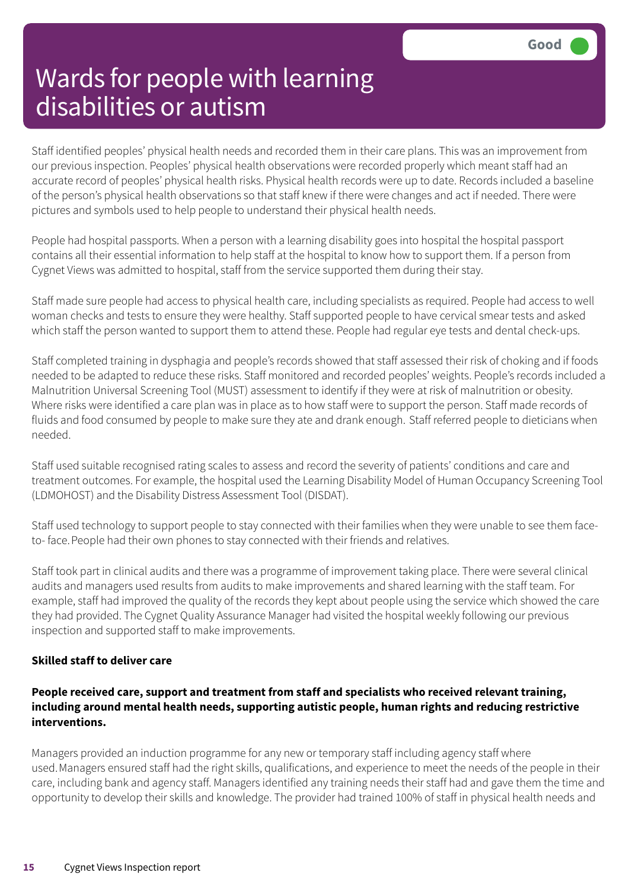# Wards for people with learning disabilities or autism

Good

Staff identified peoples' physical health needs and recorded them in their care plans. This was an improvement from our previous inspection. Peoples' physical health observations were recorded properly which meant staff had an accurate record of peoples' physical health risks. Physical health records were up to date. Records included a baseline of the person's physical health observations so that staff knew if there were changes and act if needed. There were pictures and symbols used to help people to understand their physical health needs.

People had hospital passports. When a person with a learning disability goes into hospital the hospital passport contains all their essential information to help staff at the hospital to know how to support them. If a person from Cygnet Views was admitted to hospital, staff from the service supported them during their stay.

Staff made sure people had access to physical health care, including specialists as required. People had access to well woman checks and tests to ensure they were healthy. Staff supported people to have cervical smear tests and asked which staff the person wanted to support them to attend these. People had regular eye tests and dental check-ups.

Staff completed training in dysphagia and people's records showed that staff assessed their risk of choking and if foods needed to be adapted to reduce these risks. Staff monitored and recorded peoples' weights. People's records included a Malnutrition Universal Screening Tool (MUST) assessment to identify if they were at risk of malnutrition or obesity. Where risks were identified a care plan was in place as to how staff were to support the person. Staff made records of fluids and food consumed by people to make sure they ate and drank enough. Staff referred people to dieticians when needed.

Staff used suitable recognised rating scales to assess and record the severity of patients' conditions and care and treatment outcomes. For example, the hospital used the Learning Disability Model of Human Occupancy Screening Tool (LDMOHOST) and the Disability Distress Assessment Tool (DISDAT).

Staff used technology to support people to stay connected with their families when they were unable to see them face-to- face. People had their own phones to stay connected with their friends and relatives.

Staff took part in clinical audits and there was a programme of improvement taking place. There were several clinical audits and managers used results from audits to make improvements and shared learning with the staff team. For example, staff had improved the quality of the records they kept about people using the service which showed the care they had provided. The Cygnet Quality Assurance Manager had visited the hospital weekly following our previous inspection and supported staff to make improvements.

**Skilled staff to deliver care**

**People received care, support and treatment from staff and specialists who received relevant training, including around mental health needs, supporting autistic people, human rights and reducing restrictive interventions.**

Managers provided an induction programme for any new or temporary staff including agency staff where used. Managers ensured staff had the right skills, qualifications, and experience to meet the needs of the people in their care, including bank and agency staff. Managers identified any training needs their staff had and gave them the time and opportunity to develop their skills and knowledge. The provider had trained 100% of staff in physical health needs and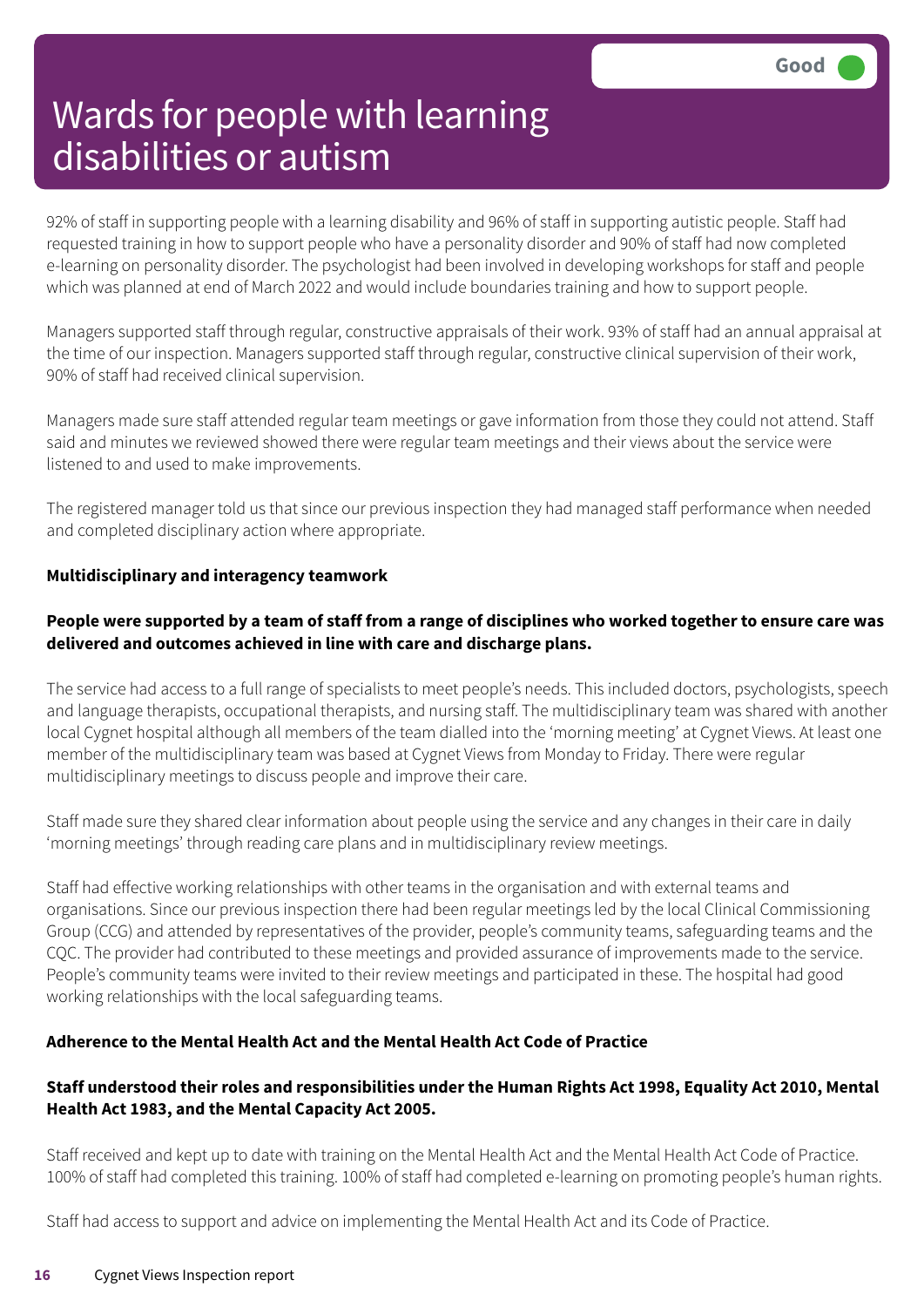# Wards for people with learning disabilities or autism

Good

92% of staff in supporting people with a learning disability and 96% of staff in supporting autistic people. Staff had requested training in how to support people who have a personality disorder and 90% of staff had now completed e-learning on personality disorder. The psychologist had been involved in developing workshops for staff and people which was planned at end of March 2022 and would include boundaries training and how to support people.

Managers supported staff through regular, constructive appraisals of their work. 93% of staff had an annual appraisal at the time of our inspection. Managers supported staff through regular, constructive clinical supervision of their work, 90% of staff had received clinical supervision.

Managers made sure staff attended regular team meetings or gave information from those they could not attend. Staff said and minutes we reviewed showed there were regular team meetings and their views about the service were listened to and used to make improvements.

The registered manager told us that since our previous inspection they had managed staff performance when needed and completed disciplinary action where appropriate.

**Multidisciplinary and interagency teamwork**

**People were supported by a team of staff from a range of disciplines who worked together to ensure care was delivered and outcomes achieved in line with care and discharge plans.**

The service had access to a full range of specialists to meet people's needs. This included doctors, psychologists, speech and language therapists, occupational therapists, and nursing staff. The multidisciplinary team was shared with another local Cygnet hospital although all members of the team dialled into the 'morning meeting' at Cygnet Views. At least one member of the multidisciplinary team was based at Cygnet Views from Monday to Friday. There were regular multidisciplinary meetings to discuss people and improve their care.

Staff made sure they shared clear information about people using the service and any changes in their care in daily 'morning meetings' through reading care plans and in multidisciplinary review meetings.

Staff had effective working relationships with other teams in the organisation and with external teams and organisations. Since our previous inspection there had been regular meetings led by the local Clinical Commissioning Group (CCG) and attended by representatives of the provider, people's community teams, safeguarding teams and the CQC. The provider had contributed to these meetings and provided assurance of improvements made to the service. People's community teams were invited to their review meetings and participated in these. The hospital had good working relationships with the local safeguarding teams.

**Adherence to the Mental Health Act and the Mental Health Act Code of Practice**

**Staff understood their roles and responsibilities under the Human Rights Act 1998, Equality Act 2010, Mental Health Act 1983, and the Mental Capacity Act 2005.**

Staff received and kept up to date with training on the Mental Health Act and the Mental Health Act Code of Practice. 100% of staff had completed this training. 100% of staff had completed e-learning on promoting people's human rights.

Staff had access to support and advice on implementing the Mental Health Act and its Code of Practice.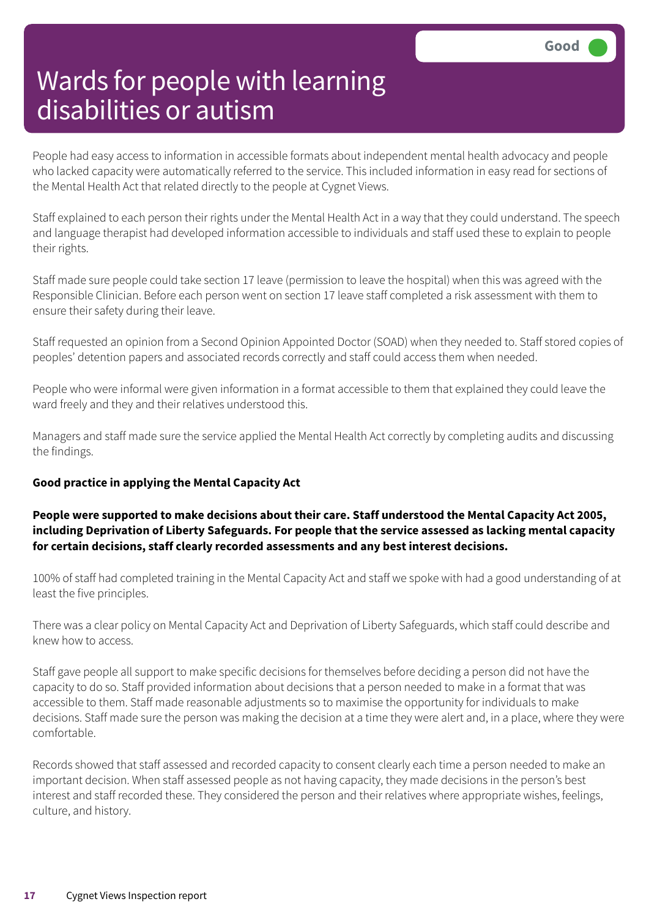# Wards for people with learning disabilities or autism

Good

People had easy access to information in accessible formats about independent mental health advocacy and people who lacked capacity were automatically referred to the service. This included information in easy read for sections of the Mental Health Act that related directly to the people at Cygnet Views.

Staff explained to each person their rights under the Mental Health Act in a way that they could understand. The speech and language therapist had developed information accessible to individuals and staff used these to explain to people their rights.

Staff made sure people could take section 17 leave (permission to leave the hospital) when this was agreed with the Responsible Clinician. Before each person went on section 17 leave staff completed a risk assessment with them to ensure their safety during their leave.

Staff requested an opinion from a Second Opinion Appointed Doctor (SOAD) when they needed to. Staff stored copies of peoples' detention papers and associated records correctly and staff could access them when needed.

People who were informal were given information in a format accessible to them that explained they could leave the ward freely and they and their relatives understood this.

Managers and staff made sure the service applied the Mental Health Act correctly by completing audits and discussing the findings.

**Good practice in applying the Mental Capacity Act**

**People were supported to make decisions about their care. Staff understood the Mental Capacity Act 2005, including Deprivation of Liberty Safeguards. For people that the service assessed as lacking mental capacity for certain decisions, staff clearly recorded assessments and any best interest decisions.**

100% of staff had completed training in the Mental Capacity Act and staff we spoke with had a good understanding of at least the five principles.

There was a clear policy on Mental Capacity Act and Deprivation of Liberty Safeguards, which staff could describe and knew how to access.

Staff gave people all support to make specific decisions for themselves before deciding a person did not have the capacity to do so. Staff provided information about decisions that a person needed to make in a format that was accessible to them. Staff made reasonable adjustments so to maximise the opportunity for individuals to make decisions. Staff made sure the person was making the decision at a time they were alert and, in a place, where they were comfortable.

Records showed that staff assessed and recorded capacity to consent clearly each time a person needed to make an important decision. When staff assessed people as not having capacity, they made decisions in the person's best interest and staff recorded these. They considered the person and their relatives where appropriate wishes, feelings, culture, and history.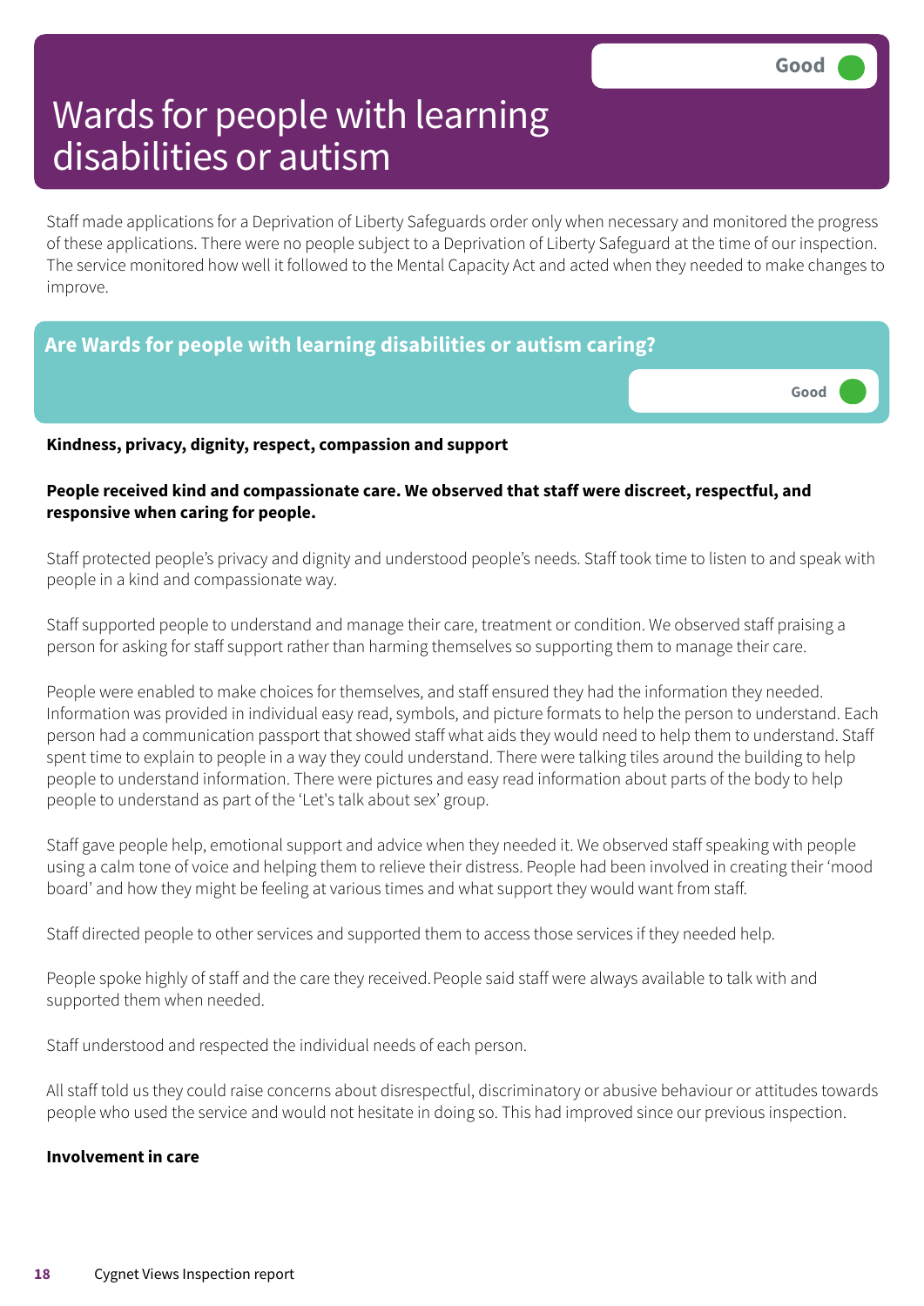# Wards for people with learning disabilities or autism

Good

Staff made applications for a Deprivation of Liberty Safeguards order only when necessary and monitored the progress of these applications. There were no people subject to a Deprivation of Liberty Safeguard at the time of our inspection. The service monitored how well it followed to the Mental Capacity Act and acted when they needed to make changes to improve.

## Are Wards for people with learning disabilities or autism caring?

Good

**Kindness, privacy, dignity, respect, compassion and support**

**People received kind and compassionate care. We observed that staff were discreet, respectful, and responsive when caring for people.**

Staff protected people's privacy and dignity and understood people's needs. Staff took time to listen to and speak with people in a kind and compassionate way.

Staff supported people to understand and manage their care, treatment or condition. We observed staff praising a person for asking for staff support rather than harming themselves so supporting them to manage their care.

People were enabled to make choices for themselves, and staff ensured they had the information they needed. Information was provided in individual easy read, symbols, and picture formats to help the person to understand. Each person had a communication passport that showed staff what aids they would need to help them to understand. Staff spent time to explain to people in a way they could understand. There were talking tiles around the building to help people to understand information. There were pictures and easy read information about parts of the body to help people to understand as part of the 'Let's talk about sex' group.

Staff gave people help, emotional support and advice when they needed it. We observed staff speaking with people using a calm tone of voice and helping them to relieve their distress. People had been involved in creating their 'mood board' and how they might be feeling at various times and what support they would want from staff.

Staff directed people to other services and supported them to access those services if they needed help.

People spoke highly of staff and the care they received. People said staff were always available to talk with and supported them when needed.

Staff understood and respected the individual needs of each person.

All staff told us they could raise concerns about disrespectful, discriminatory or abusive behaviour or attitudes towards people who used the service and would not hesitate in doing so. This had improved since our previous inspection.

**Involvement in care**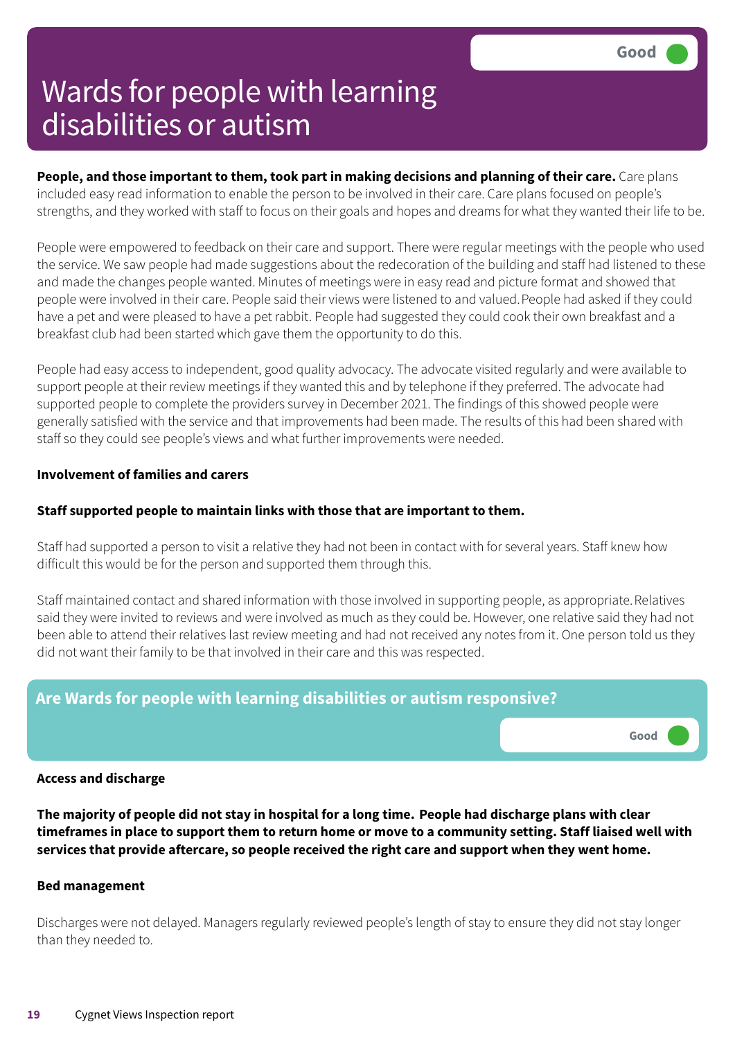# Wards for people with learning disabilities or autism

Good

**People, and those important to them, took part in making decisions and planning of their care.** Care plans included easy read information to enable the person to be involved in their care. Care plans focused on people's strengths, and they worked with staff to focus on their goals and hopes and dreams for what they wanted their life to be.

People were empowered to feedback on their care and support. There were regular meetings with the people who used the service. We saw people had made suggestions about the redecoration of the building and staff had listened to these and made the changes people wanted. Minutes of meetings were in easy read and picture format and showed that people were involved in their care. People said their views were listened to and valued. People had asked if they could have a pet and were pleased to have a pet rabbit. People had suggested they could cook their own breakfast and a breakfast club had been started which gave them the opportunity to do this.

People had easy access to independent, good quality advocacy. The advocate visited regularly and were available to support people at their review meetings if they wanted this and by telephone if they preferred. The advocate had supported people to complete the providers survey in December 2021. The findings of this showed people were generally satisfied with the service and that improvements had been made. The results of this had been shared with staff so they could see people's views and what further improvements were needed.

**Involvement of families and carers**

**Staff supported people to maintain links with those that are important to them.**

Staff had supported a person to visit a relative they had not been in contact with for several years. Staff knew how difficult this would be for the person and supported them through this.

Staff maintained contact and shared information with those involved in supporting people, as appropriate. Relatives said they were invited to reviews and were involved as much as they could be. However, one relative said they had not been able to attend their relatives last review meeting and had not received any notes from it. One person told us they did not want their family to be that involved in their care and this was respected.

## Are Wards for people with learning disabilities or autism responsive?

Good

**Access and discharge**

**The majority of people did not stay in hospital for a long time. People had discharge plans with clear timeframes in place to support them to return home or move to a community setting. Staff liaised well with services that provide aftercare, so people received the right care and support when they went home.**

**Bed management**

Discharges were not delayed. Managers regularly reviewed people's length of stay to ensure they did not stay longer than they needed to.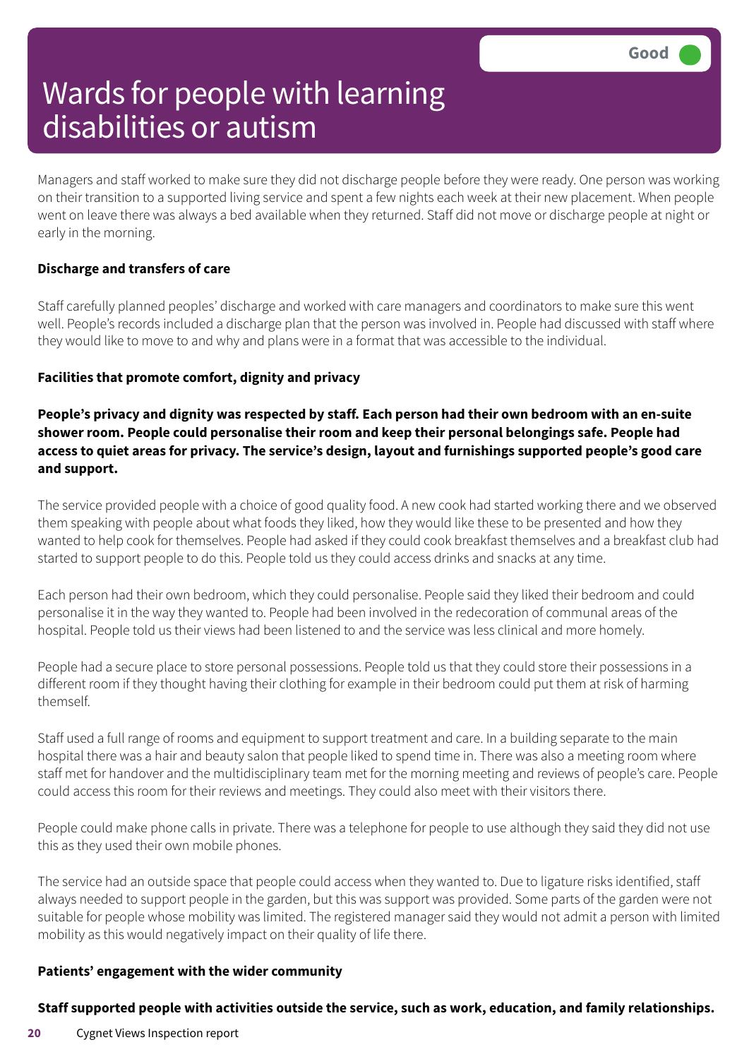Managers and staff worked to make sure they did not discharge people before they were ready. One person was working on their transition to a supported living service and spent a few nights each week at their new placement. When people went on leave there was always a bed available when they returned. Staff did not move or discharge people at night or early in the morning.

**Discharge and transfers of care**

Staff carefully planned peoples' discharge and worked with care managers and coordinators to make sure this went well. People's records included a discharge plan that the person was involved in. People had discussed with staff where they would like to move to and why and plans were in a format that was accessible to the individual.

**Facilities that promote comfort, dignity and privacy**

**People's privacy and dignity was respected by staff. Each person had their own bedroom with an en-suite shower room. People could personalise their room and keep their personal belongings safe. People had access to quiet areas for privacy. The service's design, layout and furnishings supported people's good care and support.**

The service provided people with a choice of good quality food. A new cook had started working there and we observed them speaking with people about what foods they liked, how they would like these to be presented and how they wanted to help cook for themselves. People had asked if they could cook breakfast themselves and a breakfast club had started to support people to do this. People told us they could access drinks and snacks at any time.

Each person had their own bedroom, which they could personalise. People said they liked their bedroom and could personalise it in the way they wanted to. People had been involved in the redecoration of communal areas of the hospital. People told us their views had been listened to and the service was less clinical and more homely.

People had a secure place to store personal possessions. People told us that they could store their possessions in a different room if they thought having their clothing for example in their bedroom could put them at risk of harming themself.

Staff used a full range of rooms and equipment to support treatment and care. In a building separate to the main hospital there was a hair and beauty salon that people liked to spend time in. There was also a meeting room where staff met for handover and the multidisciplinary team met for the morning meeting and reviews of people's care. People could access this room for their reviews and meetings. They could also meet with their visitors there.

People could make phone calls in private. There was a telephone for people to use although they said they did not use this as they used their own mobile phones.

The service had an outside space that people could access when they wanted to. Due to ligature risks identified, staff always needed to support people in the garden, but this was support was provided. Some parts of the garden were not suitable for people whose mobility was limited. The registered manager said they would not admit a person with limited mobility as this would negatively impact on their quality of life there.

**Patients' engagement with the wider community**

**Staff supported people with activities outside the service, such as work, education, and family relationships.**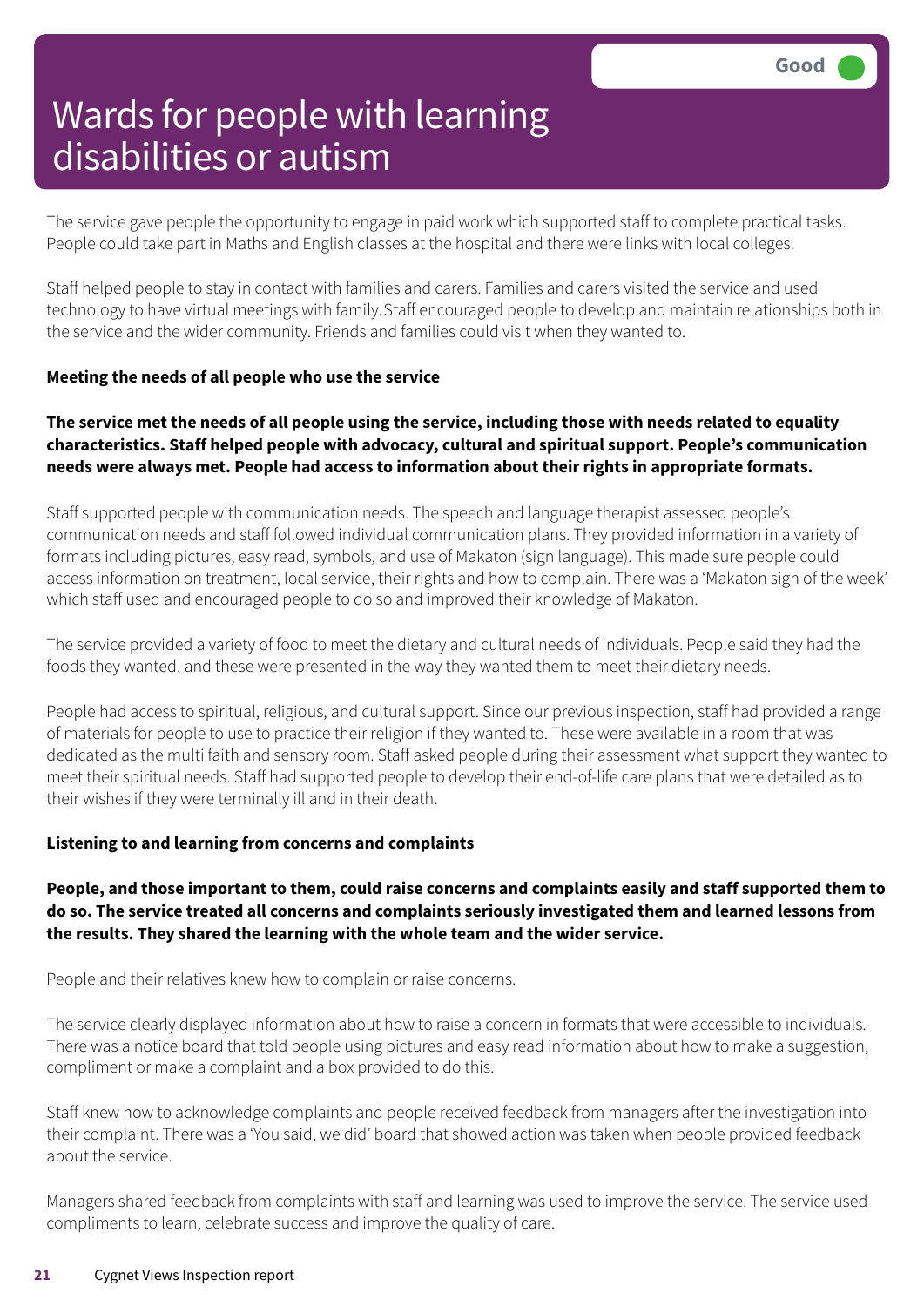# Wards for people with learning disabilities or autism

Good

The service gave people the opportunity to engage in paid work which supported staff to complete practical tasks. People could take part in Maths and English classes at the hospital and there were links with local colleges.

Staff helped people to stay in contact with families and carers. Families and carers visited the service and used technology to have virtual meetings with family. Staff encouraged people to develop and maintain relationships both in the service and the wider community. Friends and families could visit when they wanted to.

**Meeting the needs of all people who use the service**

**The service met the needs of all people using the service, including those with needs related to equality characteristics. Staff helped people with advocacy, cultural and spiritual support. People's communication needs were always met. People had access to information about their rights in appropriate formats.**

Staff supported people with communication needs. The speech and language therapist assessed people's communication needs and staff followed individual communication plans. They provided information in a variety of formats including pictures, easy read, symbols, and use of Makaton (sign language). This made sure people could access information on treatment, local service, their rights and how to complain. There was a 'Makaton sign of the week' which staff used and encouraged people to do so and improved their knowledge of Makaton.

The service provided a variety of food to meet the dietary and cultural needs of individuals. People said they had the foods they wanted, and these were presented in the way they wanted them to meet their dietary needs.

People had access to spiritual, religious, and cultural support. Since our previous inspection, staff had provided a range of materials for people to use to practice their religion if they wanted to. These were available in a room that was dedicated as the multi faith and sensory room. Staff asked people during their assessment what support they wanted to meet their spiritual needs. Staff had supported people to develop their end-of-life care plans that were detailed as to their wishes if they were terminally ill and in their death.

**Listening to and learning from concerns and complaints**

**People, and those important to them, could raise concerns and complaints easily and staff supported them to do so. The service treated all concerns and complaints seriously investigated them and learned lessons from the results. They shared the learning with the whole team and the wider service.**

People and their relatives knew how to complain or raise concerns.

The service clearly displayed information about how to raise a concern in formats that were accessible to individuals. There was a notice board that told people using pictures and easy read information about how to make a suggestion, compliment or make a complaint and a box provided to do this.

Staff knew how to acknowledge complaints and people received feedback from managers after the investigation into their complaint. There was a 'You said, we did' board that showed action was taken when people provided feedback about the service.

Managers shared feedback from complaints with staff and learning was used to improve the service. The service used compliments to learn, celebrate success and improve the quality of care.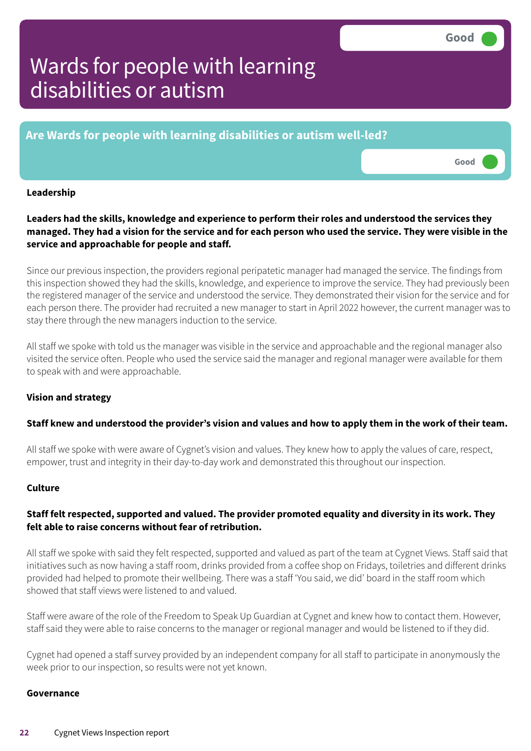# Wards for people with learning disabilities or autism

Good

## Are Wards for people with learning disabilities or autism well-led?

Good

### Leadership

**Leaders had the skills, knowledge and experience to perform their roles and understood the services they managed. They had a vision for the service and for each person who used the service. They were visible in the service and approachable for people and staff.**

Since our previous inspection, the providers regional peripatetic manager had managed the service. The findings from this inspection showed they had the skills, knowledge, and experience to improve the service. They had previously been the registered manager of the service and understood the service. They demonstrated their vision for the service and for each person there. The provider had recruited a new manager to start in April 2022 however, the current manager was to stay there through the new managers induction to the service.

All staff we spoke with told us the manager was visible in the service and approachable and the regional manager also visited the service often. People who used the service said the manager and regional manager were available for them to speak with and were approachable.

### Vision and strategy

**Staff knew and understood the provider's vision and values and how to apply them in the work of their team.**

All staff we spoke with were aware of Cygnet's vision and values. They knew how to apply the values of care, respect, empower, trust and integrity in their day-to-day work and demonstrated this throughout our inspection.

### Culture

**Staff felt respected, supported and valued. The provider promoted equality and diversity in its work. They felt able to raise concerns without fear of retribution.**

All staff we spoke with said they felt respected, supported and valued as part of the team at Cygnet Views. Staff said that initiatives such as now having a staff room, drinks provided from a coffee shop on Fridays, toiletries and different drinks provided had helped to promote their wellbeing. There was a staff 'You said, we did' board in the staff room which showed that staff views were listened to and valued.

Staff were aware of the role of the Freedom to Speak Up Guardian at Cygnet and knew how to contact them. However, staff said they were able to raise concerns to the manager or regional manager and would be listened to if they did.

Cygnet had opened a staff survey provided by an independent company for all staff to participate in anonymously the week prior to our inspection, so results were not yet known.

### Governance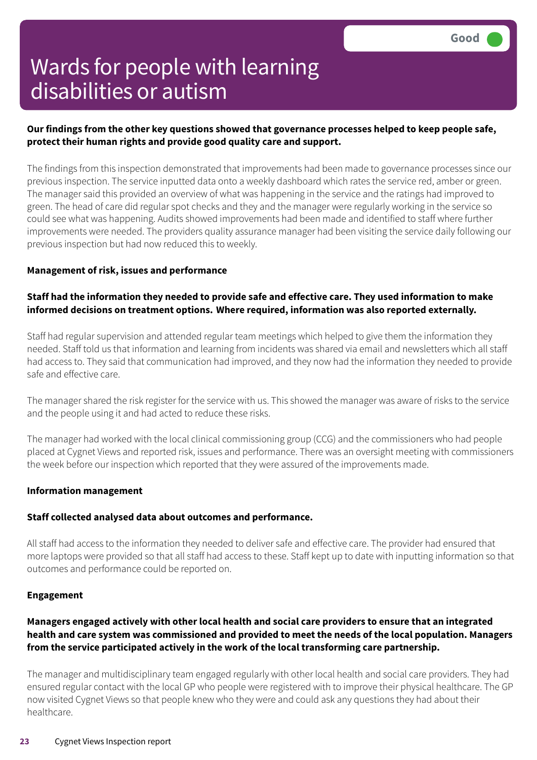# Wards for people with learning disabilities or autism

Good

**Our findings from the other key questions showed that governance processes helped to keep people safe, protect their human rights and provide good quality care and support.**

The findings from this inspection demonstrated that improvements had been made to governance processes since our previous inspection. The service inputted data onto a weekly dashboard which rates the service red, amber or green. The manager said this provided an overview of what was happening in the service and the ratings had improved to green. The head of care did regular spot checks and they and the manager were regularly working in the service so could see what was happening. Audits showed improvements had been made and identified to staff where further improvements were needed. The providers quality assurance manager had been visiting the service daily following our previous inspection but had now reduced this to weekly.

**Management of risk, issues and performance**

**Staff had the information they needed to provide safe and effective care. They used information to make informed decisions on treatment options. Where required, information was also reported externally.**

Staff had regular supervision and attended regular team meetings which helped to give them the information they needed. Staff told us that information and learning from incidents was shared via email and newsletters which all staff had access to. They said that communication had improved, and they now had the information they needed to provide safe and effective care.

The manager shared the risk register for the service with us. This showed the manager was aware of risks to the service and the people using it and had acted to reduce these risks.

The manager had worked with the local clinical commissioning group (CCG) and the commissioners who had people placed at Cygnet Views and reported risk, issues and performance. There was an oversight meeting with commissioners the week before our inspection which reported that they were assured of the improvements made.

**Information management**

**Staff collected analysed data about outcomes and performance.**

All staff had access to the information they needed to deliver safe and effective care. The provider had ensured that more laptops were provided so that all staff had access to these. Staff kept up to date with inputting information so that outcomes and performance could be reported on.

**Engagement**

**Managers engaged actively with other local health and social care providers to ensure that an integrated health and care system was commissioned and provided to meet the needs of the local population. Managers from the service participated actively in the work of the local transforming care partnership.**

The manager and multidisciplinary team engaged regularly with other local health and social care providers. They had ensured regular contact with the local GP who people were registered with to improve their physical healthcare. The GP now visited Cygnet Views so that people knew who they were and could ask any questions they had about their healthcare.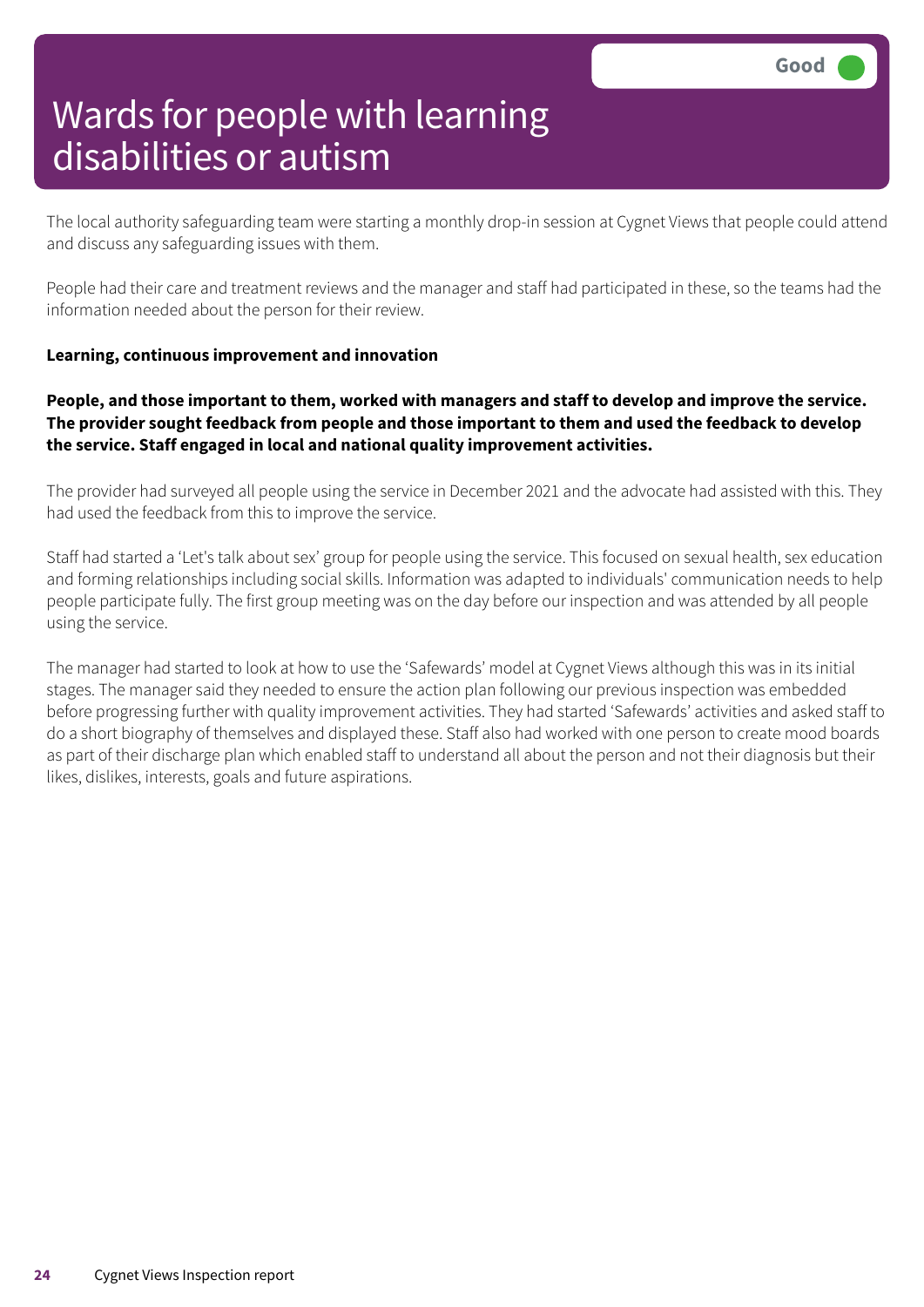# Wards for people with learning disabilities or autism

Good

The local authority safeguarding team were starting a monthly drop-in session at Cygnet Views that people could attend and discuss any safeguarding issues with them.

People had their care and treatment reviews and the manager and staff had participated in these, so the teams had the information needed about the person for their review.

**Learning, continuous improvement and innovation**

**People, and those important to them, worked with managers and staff to develop and improve the service. The provider sought feedback from people and those important to them and used the feedback to develop the service. Staff engaged in local and national quality improvement activities.**

The provider had surveyed all people using the service in December 2021 and the advocate had assisted with this. They had used the feedback from this to improve the service.

Staff had started a 'Let's talk about sex' group for people using the service. This focused on sexual health, sex education and forming relationships including social skills. Information was adapted to individuals' communication needs to help people participate fully. The first group meeting was on the day before our inspection and was attended by all people using the service.

The manager had started to look at how to use the 'Safewards' model at Cygnet Views although this was in its initial stages. The manager said they needed to ensure the action plan following our previous inspection was embedded before progressing further with quality improvement activities. They had started 'Safewards' activities and asked staff to do a short biography of themselves and displayed these. Staff also had worked with one person to create mood boards as part of their discharge plan which enabled staff to understand all about the person and not their diagnosis but their likes, dislikes, interests, goals and future aspirations.